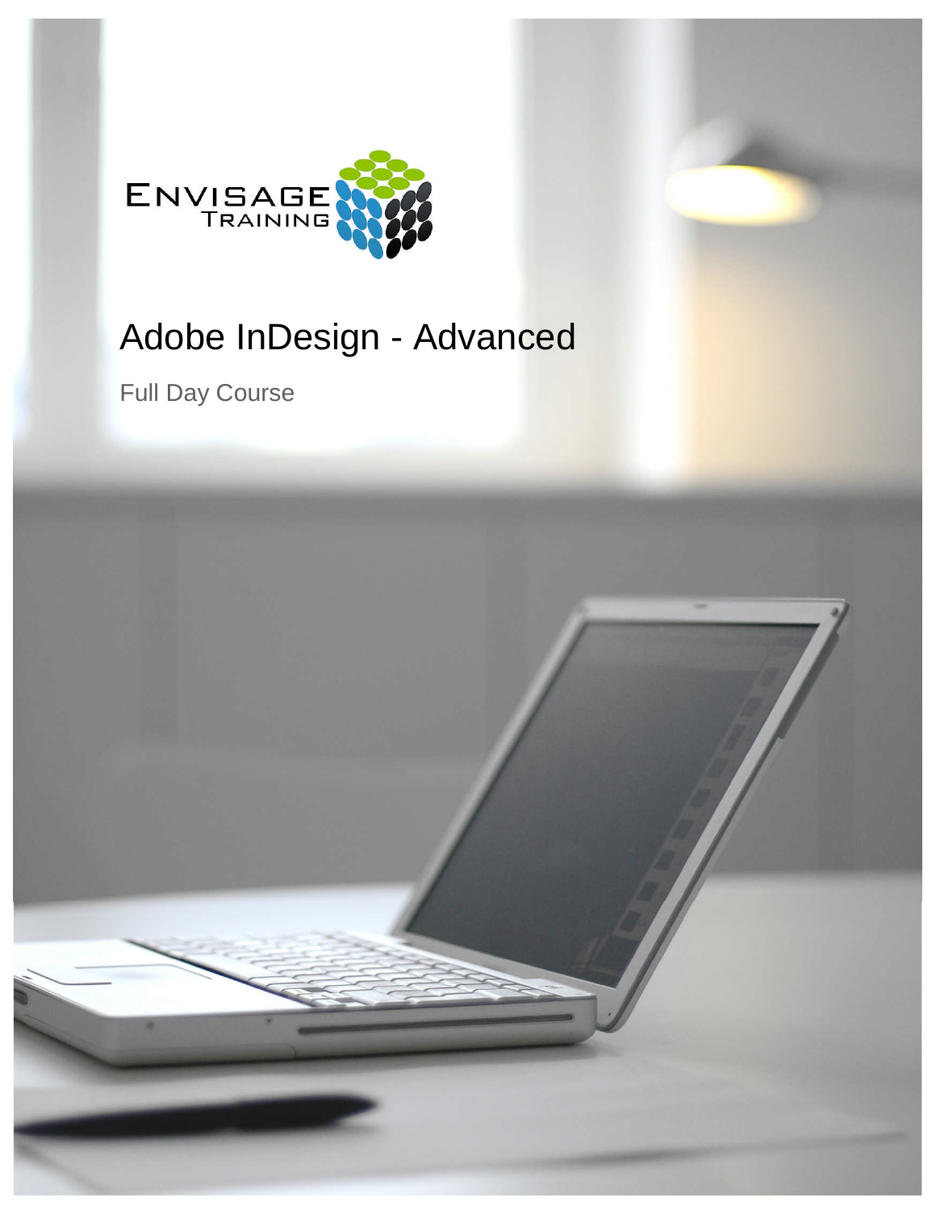ENVISAGE TRAINING

# Adobe InDesign - Advanced

Full Day Course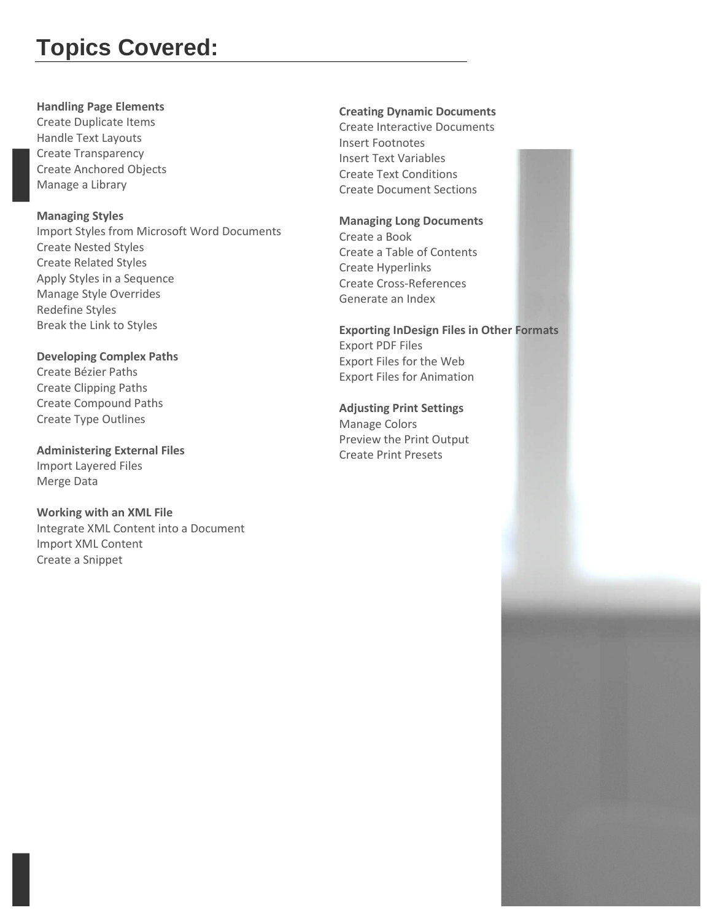# Topics Covered:

**Handling Page Elements**
Create Duplicate Items
Handle Text Layouts
Create Transparency
Create Anchored Objects
Manage a Library

**Managing Styles**
Import Styles from Microsoft Word Documents
Create Nested Styles
Create Related Styles
Apply Styles in a Sequence
Manage Style Overrides
Redefine Styles
Break the Link to Styles

**Developing Complex Paths**
Create Bézier Paths
Create Clipping Paths
Create Compound Paths
Create Type Outlines

**Administering External Files**
Import Layered Files
Merge Data

**Working with an XML File**
Integrate XML Content into a Document
Import XML Content
Create a Snippet

**Creating Dynamic Documents**
Create Interactive Documents
Insert Footnotes
Insert Text Variables
Create Text Conditions
Create Document Sections

**Managing Long Documents**
Create a Book
Create a Table of Contents
Create Hyperlinks
Create Cross-References
Generate an Index

**Exporting InDesign Files in Other Formats**
Export PDF Files
Export Files for the Web
Export Files for Animation

**Adjusting Print Settings**
Manage Colors
Preview the Print Output
Create Print Presets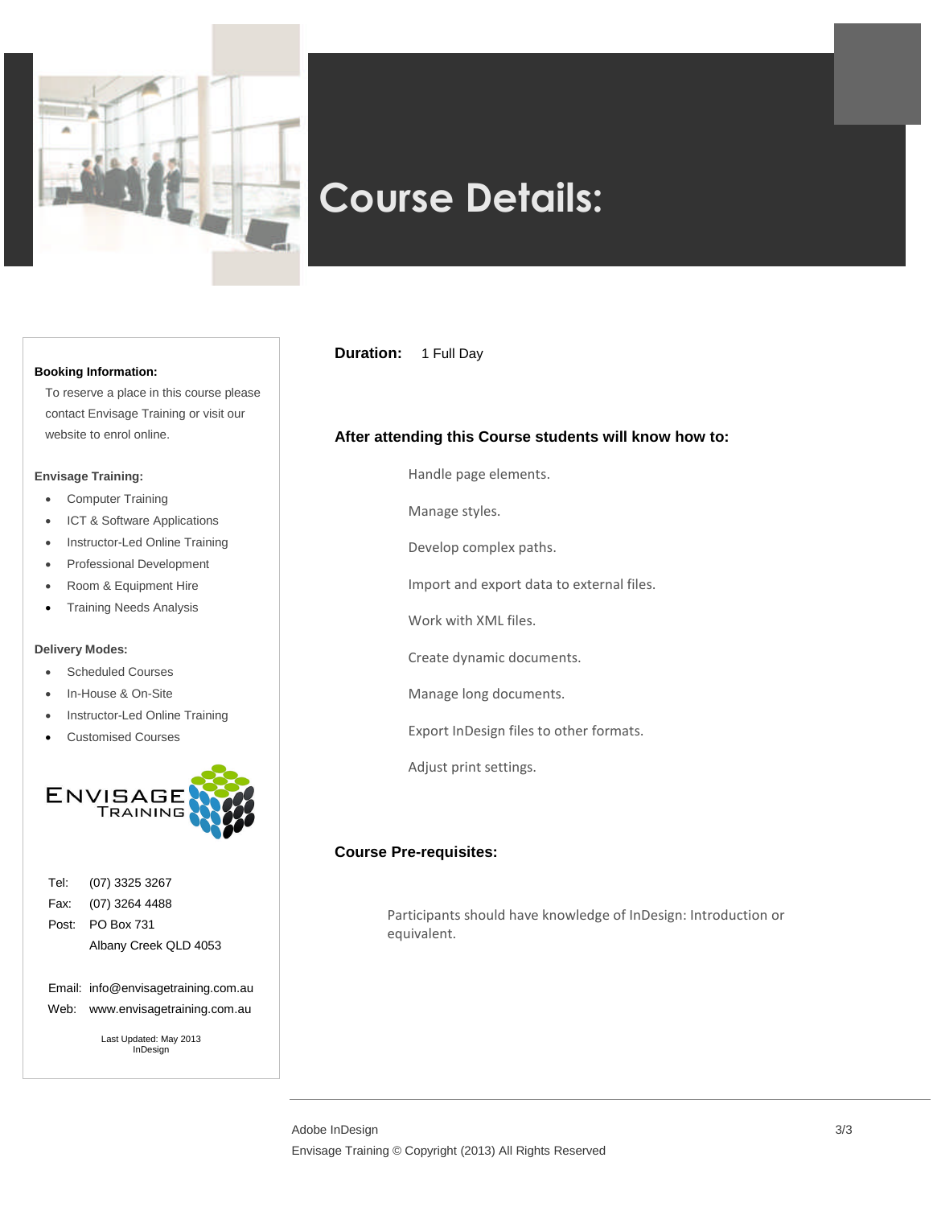# Course Details:

**Duration:** 1 Full Day

### After attending this Course students will know how to:

Handle page elements.

Manage styles.

Develop complex paths.

Import and export data to external files.

Work with XML files.

Create dynamic documents.

Manage long documents.

Export InDesign files to other formats.

Adjust print settings.

### Course Pre-requisites:

Participants should have knowledge of InDesign: Introduction or equivalent.

**Booking Information:**

To reserve a place in this course please contact Envisage Training or visit our website to enrol online.

**Envisage Training:**

- Computer Training
- ICT & Software Applications
- Instructor-Led Online Training
- Professional Development
- Room & Equipment Hire
- Training Needs Analysis

**Delivery Modes:**

- Scheduled Courses
- In-House & On-Site
- Instructor-Led Online Training
- Customised Courses

ENVISAGE TRAINING

Tel: (07) 3325 3267
Fax: (07) 3264 4488
Post: PO Box 731
Albany Creek QLD 4053

Email: info@envisagetraining.com.au
Web: www.envisagetraining.com.au

Last Updated: May 2013
InDesign